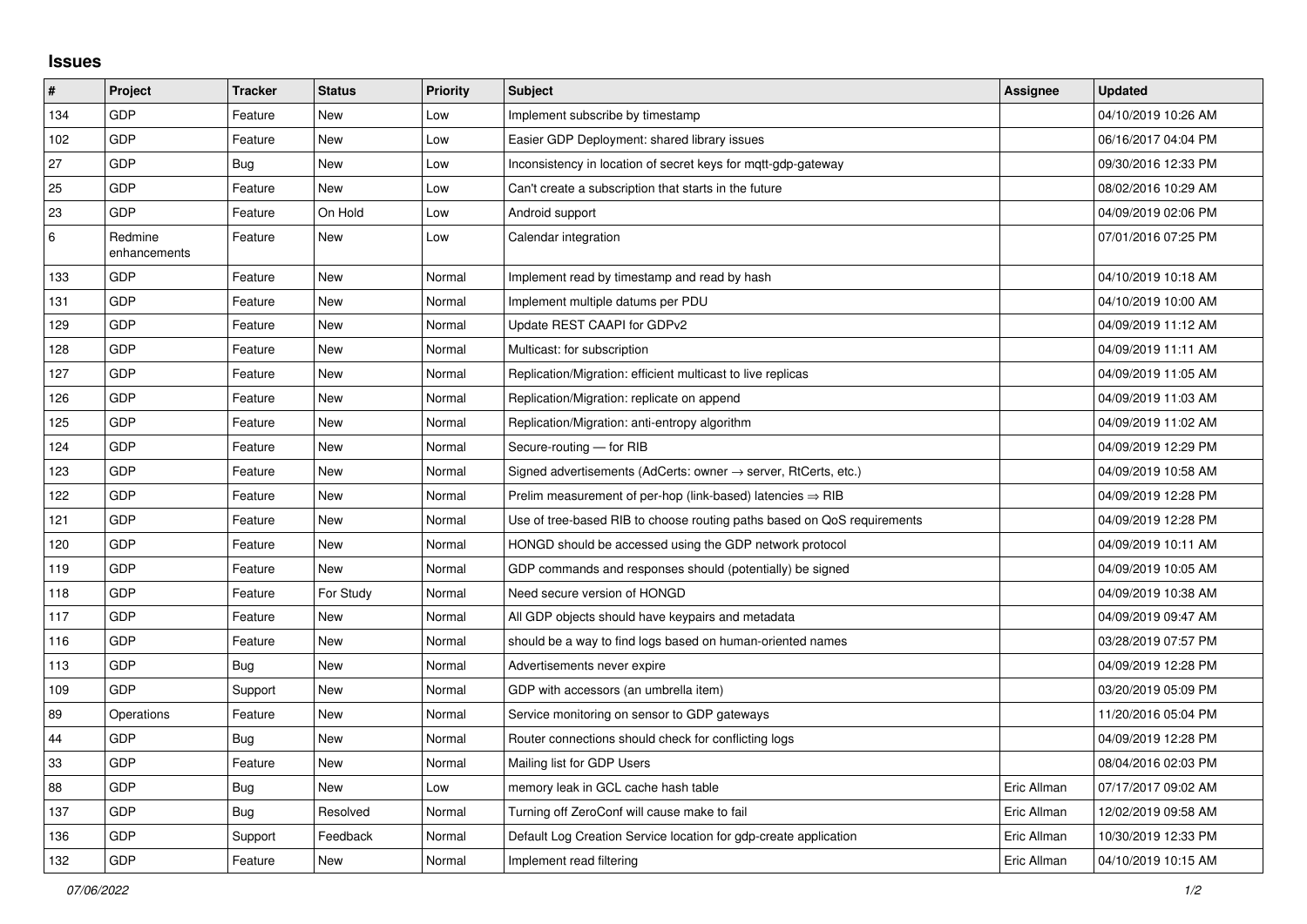## Issues

| # | Project | Tracker | Status | Priority | Subject | Assignee | Updated |
|---|---|---|---|---|---|---|---|
| 134 | GDP | Feature | New | Low | Implement subscribe by timestamp | | 04/10/2019 10:26 AM |
| 102 | GDP | Feature | New | Low | Easier GDP Deployment: shared library issues | | 06/16/2017 04:04 PM |
| 27 | GDP | Bug | New | Low | Inconsistency in location of secret keys for mqtt-gdp-gateway | | 09/30/2016 12:33 PM |
| 25 | GDP | Feature | New | Low | Can't create a subscription that starts in the future | | 08/02/2016 10:29 AM |
| 23 | GDP | Feature | On Hold | Low | Android support | | 04/09/2019 02:06 PM |
| 6 | Redmine enhancements | Feature | New | Low | Calendar integration | | 07/01/2016 07:25 PM |
| 133 | GDP | Feature | New | Normal | Implement read by timestamp and read by hash | | 04/10/2019 10:18 AM |
| 131 | GDP | Feature | New | Normal | Implement multiple datums per PDU | | 04/10/2019 10:00 AM |
| 129 | GDP | Feature | New | Normal | Update REST CAAPI for GDPv2 | | 04/09/2019 11:12 AM |
| 128 | GDP | Feature | New | Normal | Multicast: for subscription | | 04/09/2019 11:11 AM |
| 127 | GDP | Feature | New | Normal | Replication/Migration: efficient multicast to live replicas | | 04/09/2019 11:05 AM |
| 126 | GDP | Feature | New | Normal | Replication/Migration: replicate on append | | 04/09/2019 11:03 AM |
| 125 | GDP | Feature | New | Normal | Replication/Migration: anti-entropy algorithm | | 04/09/2019 11:02 AM |
| 124 | GDP | Feature | New | Normal | Secure-routing — for RIB | | 04/09/2019 12:29 PM |
| 123 | GDP | Feature | New | Normal | Signed advertisements (AdCerts: owner → server, RtCerts, etc.) | | 04/09/2019 10:58 AM |
| 122 | GDP | Feature | New | Normal | Prelim measurement of per-hop (link-based) latencies ⇒ RIB | | 04/09/2019 12:28 PM |
| 121 | GDP | Feature | New | Normal | Use of tree-based RIB to choose routing paths based on QoS requirements | | 04/09/2019 12:28 PM |
| 120 | GDP | Feature | New | Normal | HONGD should be accessed using the GDP network protocol | | 04/09/2019 10:11 AM |
| 119 | GDP | Feature | New | Normal | GDP commands and responses should (potentially) be signed | | 04/09/2019 10:05 AM |
| 118 | GDP | Feature | For Study | Normal | Need secure version of HONGD | | 04/09/2019 10:38 AM |
| 117 | GDP | Feature | New | Normal | All GDP objects should have keypairs and metadata | | 04/09/2019 09:47 AM |
| 116 | GDP | Feature | New | Normal | should be a way to find logs based on human-oriented names | | 03/28/2019 07:57 PM |
| 113 | GDP | Bug | New | Normal | Advertisements never expire | | 04/09/2019 12:28 PM |
| 109 | GDP | Support | New | Normal | GDP with accessors (an umbrella item) | | 03/20/2019 05:09 PM |
| 89 | Operations | Feature | New | Normal | Service monitoring on sensor to GDP gateways | | 11/20/2016 05:04 PM |
| 44 | GDP | Bug | New | Normal | Router connections should check for conflicting logs | | 04/09/2019 12:28 PM |
| 33 | GDP | Feature | New | Normal | Mailing list for GDP Users | | 08/04/2016 02:03 PM |
| 88 | GDP | Bug | New | Low | memory leak in GCL cache hash table | Eric Allman | 07/17/2017 09:02 AM |
| 137 | GDP | Bug | Resolved | Normal | Turning off ZeroConf will cause make to fail | Eric Allman | 12/02/2019 09:58 AM |
| 136 | GDP | Support | Feedback | Normal | Default Log Creation Service location for gdp-create application | Eric Allman | 10/30/2019 12:33 PM |
| 132 | GDP | Feature | New | Normal | Implement read filtering | Eric Allman | 04/10/2019 10:15 AM |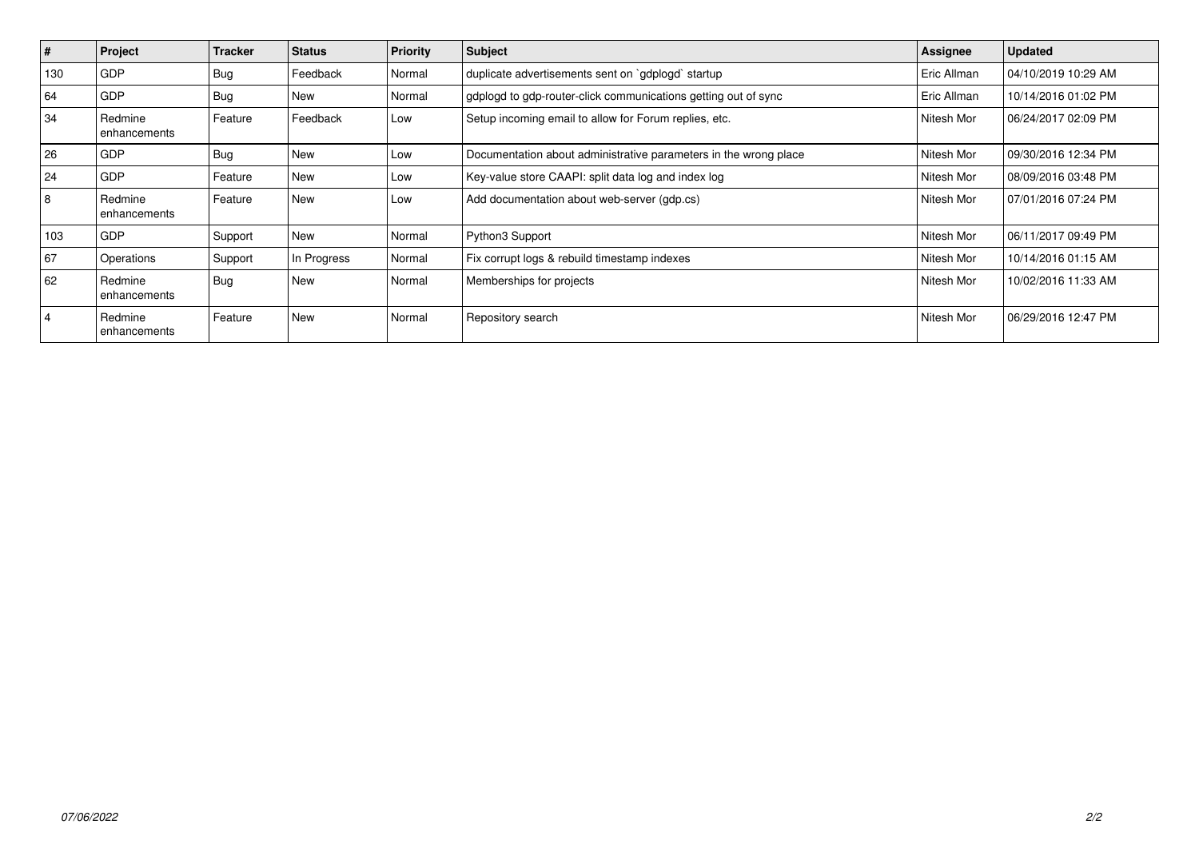| # | Project | Tracker | Status | Priority | Subject | Assignee | Updated |
|---|---|---|---|---|---|---|---|
| 130 | GDP | Bug | Feedback | Normal | duplicate advertisements sent on `gdplogd` startup | Eric Allman | 04/10/2019 10:29 AM |
| 64 | GDP | Bug | New | Normal | gdplogd to gdp-router-click communications getting out of sync | Eric Allman | 10/14/2016 01:02 PM |
| 34 | Redmine enhancements | Feature | Feedback | Low | Setup incoming email to allow for Forum replies, etc. | Nitesh Mor | 06/24/2017 02:09 PM |
| 26 | GDP | Bug | New | Low | Documentation about administrative parameters in the wrong place | Nitesh Mor | 09/30/2016 12:34 PM |
| 24 | GDP | Feature | New | Low | Key-value store CAAPI: split data log and index log | Nitesh Mor | 08/09/2016 03:48 PM |
| 8 | Redmine enhancements | Feature | New | Low | Add documentation about web-server (gdp.cs) | Nitesh Mor | 07/01/2016 07:24 PM |
| 103 | GDP | Support | New | Normal | Python3 Support | Nitesh Mor | 06/11/2017 09:49 PM |
| 67 | Operations | Support | In Progress | Normal | Fix corrupt logs & rebuild timestamp indexes | Nitesh Mor | 10/14/2016 01:15 AM |
| 62 | Redmine enhancements | Bug | New | Normal | Memberships for projects | Nitesh Mor | 10/02/2016 11:33 AM |
| 4 | Redmine enhancements | Feature | New | Normal | Repository search | Nitesh Mor | 06/29/2016 12:47 PM |